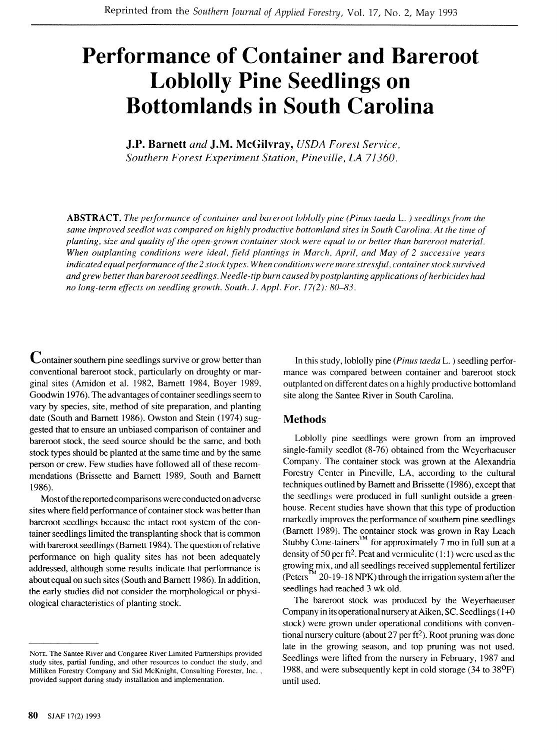# Performance of Container and Bareroot Loblolly Pine Seedlings on Bottomlands in South Carolina

**J.P. Barnett** *and* **J.M. McGilvray**, *USDA Forest Service, Southern Forest Experiment Station, Pineville, LA 71360.*

**ABSTRACT.** *The performance of container and bareroot loblolly pine (Pinus taeda L.) seedlings from the same improved seedlot was compared on highly productive bottomland sites in South Carolina. At the time of planting, size and quality of the open-grown container stock were equal to or better than bareroot material. When outplanting conditions were ideal, field plantings in March, April, and May of 2 successive years indicated equal performance of the 2 stock types. When conditions were more stressful, container stock survived and grew better than bareroot seedlings. Needle-tip burn caused by postplanting applications of herbicides had no long-term effects on seedling growth. South. J. Appl. For. 17(2): 80–83.*

Container southern pine seedlings survive or grow better than conventional bareroot stock, particularly on droughty or marginal sites (Amidon et al. 1982, Barnett 1984, Boyer 1989, Goodwin 1976). The advantages of container seedlings seem to vary by species, site, method of site preparation, and planting date (South and Barnett 1986). Owston and Stein (1974) suggested that to ensure an unbiased comparison of container and bareroot stock, the seed source should be the same, and both stock types should be planted at the same time and by the same person or crew. Few studies have followed all of these recommendations (Brissette and Barnett 1989, South and Barnett 1986).

Most of the reported comparisons were conducted on adverse sites where field performance of container stock was better than bareroot seedlings because the intact root system of the container seedlings limited the transplanting shock that is common with bareroot seedlings (Barnett 1984). The question of relative performance on high quality sites has not been adequately addressed, although some results indicate that performance is about equal on such sites (South and Barnett 1986). In addition, the early studies did not consider the morphological or physiological characteristics of planting stock.

In this study, loblolly pine (*Pinus taeda* L.) seedling performance was compared between container and bareroot stock outplanted on different dates on a highly productive bottomland site along the Santee River in South Carolina.

## Methods

Loblolly pine seedlings were grown from an improved single-family seedlot (8-76) obtained from the Weyerhaeuser Company. The container stock was grown at the Alexandria Forestry Center in Pineville, LA, according to the cultural techniques outlined by Barnett and Brissette (1986), except that the seedlings were produced in full sunlight outside a greenhouse. Recent studies have shown that this type of production markedly improves the performance of southern pine seedlings (Barnett 1989). The container stock was grown in Ray Leach Stubby Cone-tainers™ for approximately 7 mo in full sun at a density of 50 per ft$^2$. Peat and vermiculite (1:1) were used as the growing mix, and all seedlings received supplemental fertilizer (Peters™ 20-19-18 NPK) through the irrigation system after the seedlings had reached 3 wk old.

The bareroot stock was produced by the Weyerhaeuser Company in its operational nursery at Aiken, SC. Seedlings (1+0 stock) were grown under operational conditions with conventional nursery culture (about 27 per ft$^2$). Root pruning was done late in the growing season, and top pruning was not used. Seedlings were lifted from the nursery in February, 1987 and 1988, and were subsequently kept in cold storage (34 to 38°F) until used.

NOTE. The Santee River and Congaree River Limited Partnerships provided study sites, partial funding, and other resources to conduct the study, and Milliken Forestry Company and Sid McKnight, Consulting Forester, Inc., provided support during study installation and implementation.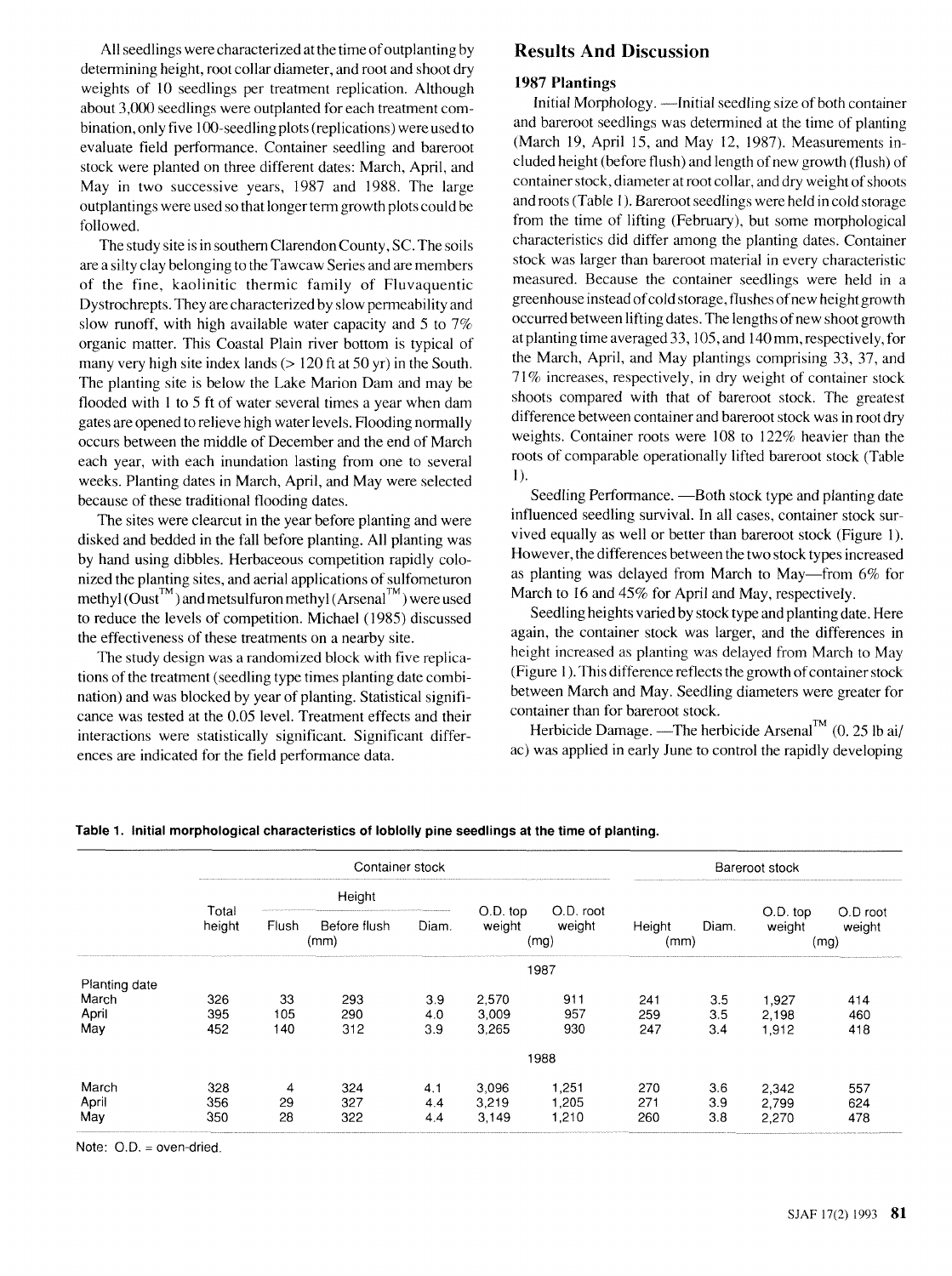All seedlings were characterized at the time of outplanting by determining height, root collar diameter, and root and shoot dry weights of 10 seedlings per treatment replication. Although about 3,000 seedlings were outplanted for each treatment combination, only five 100-seedling plots (replications) were used to evaluate field performance. Container seedling and bareroot stock were planted on three different dates: March, April, and May in two successive years, 1987 and 1988. The large outplantings were used so that longer term growth plots could be followed.

The study site is in southern Clarendon County, SC. The soils are a silty clay belonging to the Tawcaw Series and are members of the fine, kaolinitic thermic family of Fluvaquentic Dystrochrepts. They are characterized by slow permeability and slow runoff, with high available water capacity and 5 to 7% organic matter. This Coastal Plain river bottom is typical of many very high site index lands (> 120 ft at 50 yr) in the South. The planting site is below the Lake Marion Dam and may be flooded with 1 to 5 ft of water several times a year when dam gates are opened to relieve high water levels. Flooding normally occurs between the middle of December and the end of March each year, with each inundation lasting from one to several weeks. Planting dates in March, April, and May were selected because of these traditional flooding dates.

The sites were clearcut in the year before planting and were disked and bedded in the fall before planting. All planting was by hand using dibbles. Herbaceous competition rapidly colonized the planting sites, and aerial applications of sulfometuron methyl (Oust™) and metsulfuron methyl (Arsenal™) were used to reduce the levels of competition. Michael (1985) discussed the effectiveness of these treatments on a nearby site.

The study design was a randomized block with five replications of the treatment (seedling type times planting date combination) and was blocked by year of planting. Statistical significance was tested at the 0.05 level. Treatment effects and their interactions were statistically significant. Significant differences are indicated for the field performance data.

## Results And Discussion

### 1987 Plantings

Initial Morphology. —Initial seedling size of both container and bareroot seedlings was determined at the time of planting (March 19, April 15, and May 12, 1987). Measurements included height (before flush) and length of new growth (flush) of container stock, diameter at root collar, and dry weight of shoots and roots (Table 1). Bareroot seedlings were held in cold storage from the time of lifting (February), but some morphological characteristics did differ among the planting dates. Container stock was larger than bareroot material in every characteristic measured. Because the container seedlings were held in a greenhouse instead of cold storage, flushes of new height growth occurred between lifting dates. The lengths of new shoot growth at planting time averaged 33, 105, and 140 mm, respectively, for the March, April, and May plantings comprising 33, 37, and 71% increases, respectively, in dry weight of container stock shoots compared with that of bareroot stock. The greatest difference between container and bareroot stock was in root dry weights. Container roots were 108 to 122% heavier than the roots of comparable operationally lifted bareroot stock (Table 1).

Seedling Performance. —Both stock type and planting date influenced seedling survival. In all cases, container stock survived equally as well or better than bareroot stock (Figure 1). However, the differences between the two stock types increased as planting was delayed from March to May—from 6% for March to 16 and 45% for April and May, respectively.

Seedling heights varied by stock type and planting date. Here again, the container stock was larger, and the differences in height increased as planting was delayed from March to May (Figure 1). This difference reflects the growth of container stock between March and May. Seedling diameters were greater for container than for bareroot stock.

Herbicide Damage. —The herbicide Arsenal™ (0. 25 lb ai/ac) was applied in early June to control the rapidly developing

**Table 1. Initial morphological characteristics of loblolly pine seedlings at the time of planting.**

| | Container stock | | | | | | Bareroot stock | | | |
|---|---|---|---|---|---|---|---|---|---|---|
| | Total height | Height | | Diam. | O.D. top weight | O.D. root weight | Height | Diam. | O.D. top weight | O.D root weight |
| | | Flush | Before flush | | | | | | | |
| | (mm) | | | | (mg) | | (mm) | | (mg) | |
| | | | | | 1987 | | | | | |
| Planting date | | | | | | | | | | |
| March | 326 | 33 | 293 | 3.9 | 2,570 | 911 | 241 | 3.5 | 1,927 | 414 |
| April | 395 | 105 | 290 | 4.0 | 3,009 | 957 | 259 | 3.5 | 2,198 | 460 |
| May | 452 | 140 | 312 | 3.9 | 3,265 | 930 | 247 | 3.4 | 1,912 | 418 |
| | | | | | 1988 | | | | | |
| March | 328 | 4 | 324 | 4.1 | 3,096 | 1,251 | 270 | 3.6 | 2,342 | 557 |
| April | 356 | 29 | 327 | 4.4 | 3,219 | 1,205 | 271 | 3.9 | 2,799 | 624 |
| May | 350 | 28 | 322 | 4.4 | 3,149 | 1,210 | 260 | 3.8 | 2,270 | 478 |

Note: O.D. = oven-dried.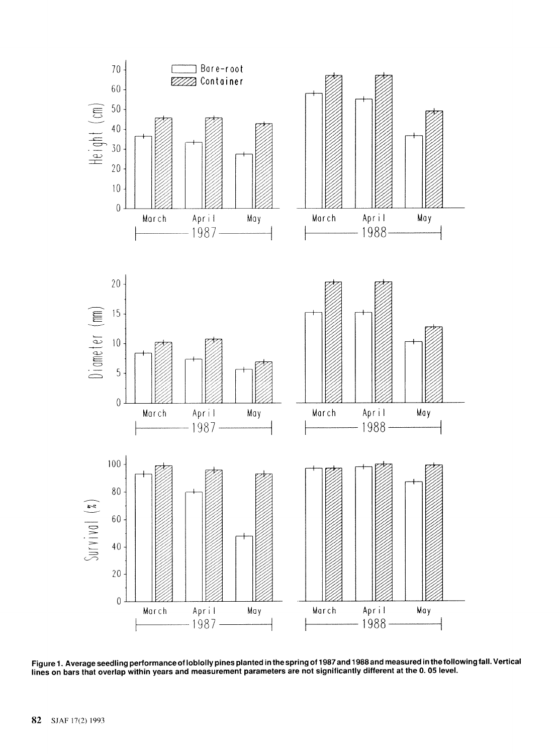Figure 1. Average seedling performance of loblolly pines planted in the spring of 1987 and 1988 and measured in the following fall. Vertical lines on bars that overlap within years and measurement parameters are not significantly different at the 0. 05 level.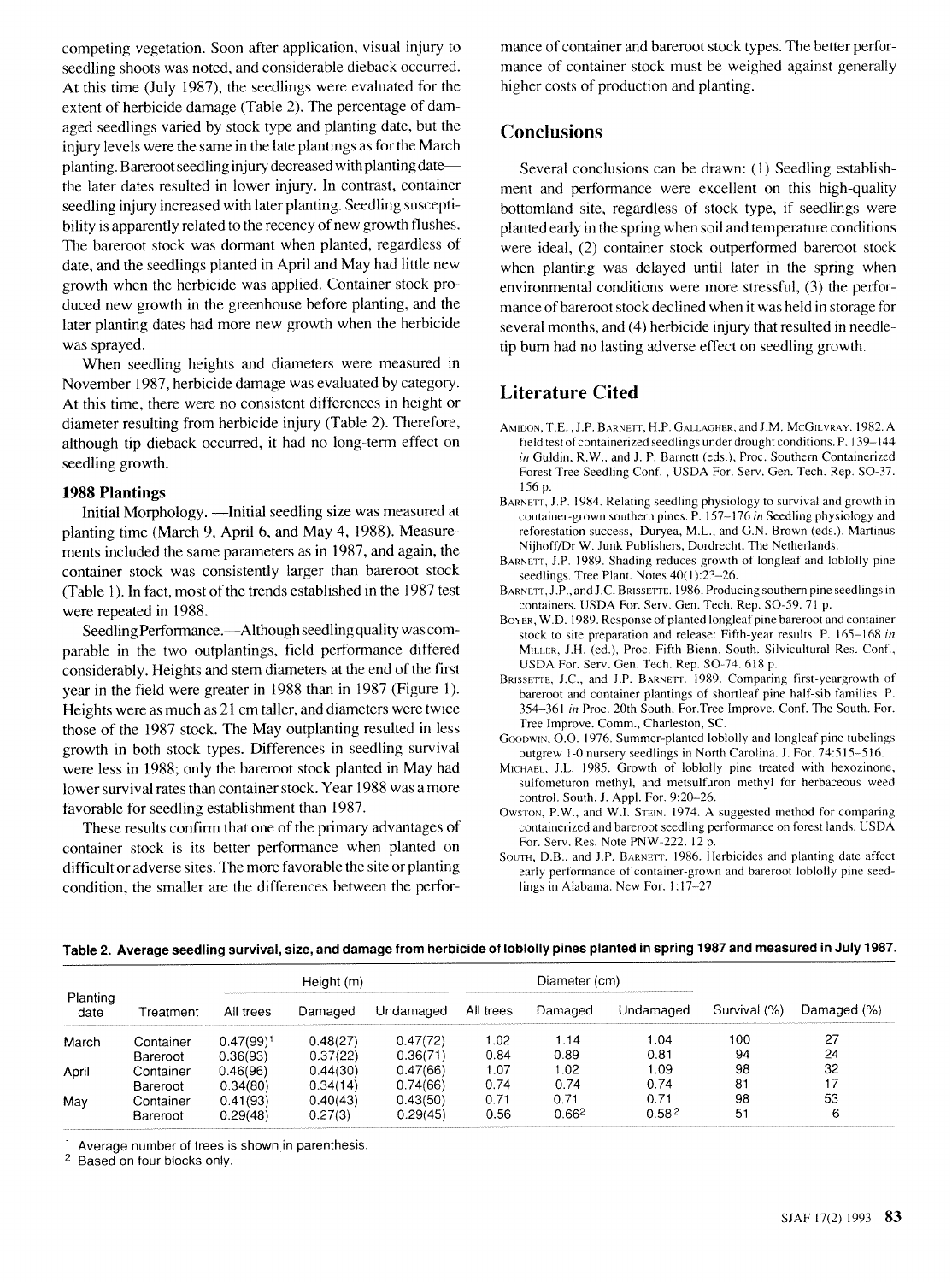competing vegetation. Soon after application, visual injury to seedling shoots was noted, and considerable dieback occurred. At this time (July 1987), the seedlings were evaluated for the extent of herbicide damage (Table 2). The percentage of damaged seedlings varied by stock type and planting date, but the injury levels were the same in the late plantings as for the March planting. Bareroot seedling injury decreased with planting date—the later dates resulted in lower injury. In contrast, container seedling injury increased with later planting. Seedling susceptibility is apparently related to the recency of new growth flushes. The bareroot stock was dormant when planted, regardless of date, and the seedlings planted in April and May had little new growth when the herbicide was applied. Container stock produced new growth in the greenhouse before planting, and the later planting dates had more new growth when the herbicide was sprayed.

When seedling heights and diameters were measured in November 1987, herbicide damage was evaluated by category. At this time, there were no consistent differences in height or diameter resulting from herbicide injury (Table 2). Therefore, although tip dieback occurred, it had no long-term effect on seedling growth.

### 1988 Plantings

Initial Morphology. —Initial seedling size was measured at planting time (March 9, April 6, and May 4, 1988). Measurements included the same parameters as in 1987, and again, the container stock was consistently larger than bareroot stock (Table 1). In fact, most of the trends established in the 1987 test were repeated in 1988.

Seedling Performance.—Although seedling quality was comparable in the two outplantings, field performance differed considerably. Heights and stem diameters at the end of the first year in the field were greater in 1988 than in 1987 (Figure 1). Heights were as much as 21 cm taller, and diameters were twice those of the 1987 stock. The May outplanting resulted in less growth in both stock types. Differences in seedling survival were less in 1988; only the bareroot stock planted in May had lower survival rates than container stock. Year 1988 was a more favorable for seedling establishment than 1987.

These results confirm that one of the primary advantages of container stock is its better performance when planted on difficult or adverse sites. The more favorable the site or planting condition, the smaller are the differences between the performance of container and bareroot stock types. The better performance of container stock must be weighed against generally higher costs of production and planting.

## Conclusions

Several conclusions can be drawn: (1) Seedling establishment and performance were excellent on this high-quality bottomland site, regardless of stock type, if seedlings were planted early in the spring when soil and temperature conditions were ideal, (2) container stock outperformed bareroot stock when planting was delayed until later in the spring when environmental conditions were more stressful, (3) the performance of bareroot stock declined when it was held in storage for several months, and (4) herbicide injury that resulted in needle-tip burn had no lasting adverse effect on seedling growth.

## Literature Cited

AMIDON, T.E., J.P. BARNETT, H.P. GALLAGHER, and J.M. MCGILVRAY. 1982. A field test of containerized seedlings under drought conditions. P. 139–144 *in* Guldin, R.W., and J. P. Barnett (eds.), Proc. Southern Containerized Forest Tree Seedling Conf., USDA For. Serv. Gen. Tech. Rep. SO-37. 156 p.

BARNETT, J.P. 1984. Relating seedling physiology to survival and growth in container-grown southern pines. P. 157–176 *in* Seedling physiology and reforestation success, Duryea, M.L., and G.N. Brown (eds.). Martinus Nijhoff/Dr W. Junk Publishers, Dordrecht, The Netherlands.

BARNETT, J.P. 1989. Shading reduces growth of longleaf and loblolly pine seedlings. Tree Plant. Notes 40(1):23–26.

BARNETT, J.P., and J.C. BRISSETTE. 1986. Producing southern pine seedlings in containers. USDA For. Serv. Gen. Tech. Rep. SO-59. 71 p.

BOYER, W.D. 1989. Response of planted longleaf pine bareroot and container stock to site preparation and release: Fifth-year results. P. 165–168 *in* MILLER, J.H. (ed.), Proc. Fifth Bienn. South. Silvicultural Res. Conf., USDA For. Serv. Gen. Tech. Rep. SO-74. 618 p.

BRISSETTE, J.C., and J.P. BARNETT. 1989. Comparing first-yeargrowth of bareroot and container plantings of shortleaf pine half-sib families. P. 354–361 *in* Proc. 20th South. For.Tree Improve. Conf. The South. For. Tree Improve. Comm., Charleston, SC.

GOODWIN, O.O. 1976. Summer-planted loblolly and longleaf pine tubelings outgrew 1-0 nursery seedlings in North Carolina. J. For. 74:515–516.

MICHAEL, J.L. 1985. Growth of loblolly pine treated with hexozinone, sulfometuron methyl, and metsulfuron methyl for herbaceous weed control. South. J. Appl. For. 9:20–26.

OWSTON, P.W., and W.I. STEIN. 1974. A suggested method for comparing containerized and bareroot seedling performance on forest lands. USDA For. Serv. Res. Note PNW-222. 12 p.

SOUTH, D.B., and J.P. BARNETT. 1986. Herbicides and planting date affect early performance of container-grown and bareroot loblolly pine seedlings in Alabama. New For. 1:17–27.

**Table 2. Average seedling survival, size, and damage from herbicide of loblolly pines planted in spring 1987 and measured in July 1987.**

| Planting date | Treatment | Height (m) | | | Diameter (cm) | | | Survival (%) | Damaged (%) |
|---|---|---|---|---|---|---|---|---|---|
| | | All trees | Damaged | Undamaged | All trees | Damaged | Undamaged | | |
| March | Container | 0.47(99)[1] | 0.48(27) | 0.47(72) | 1.02 | 1.14 | 1.04 | 100 | 27 |
| | Bareroot | 0.36(93) | 0.37(22) | 0.36(71) | 0.84 | 0.89 | 0.81 | 94 | 24 |
| April | Container | 0.46(96) | 0.44(30) | 0.47(66) | 1.07 | 1.02 | 1.09 | 98 | 32 |
| | Bareroot | 0.34(80) | 0.34(14) | 0.74(66) | 0.74 | 0.74 | 0.74 | 81 | 17 |
| May | Container | 0.41(93) | 0.40(43) | 0.43(50) | 0.71 | 0.71 | 0.71 | 98 | 53 |
| | Bareroot | 0.29(48) | 0.27(3) | 0.29(45) | 0.56 | 0.66[2] | 0.58[2] | 51 | 6 |

[1] Average number of trees is shown in parenthesis.

[2] Based on four blocks only.